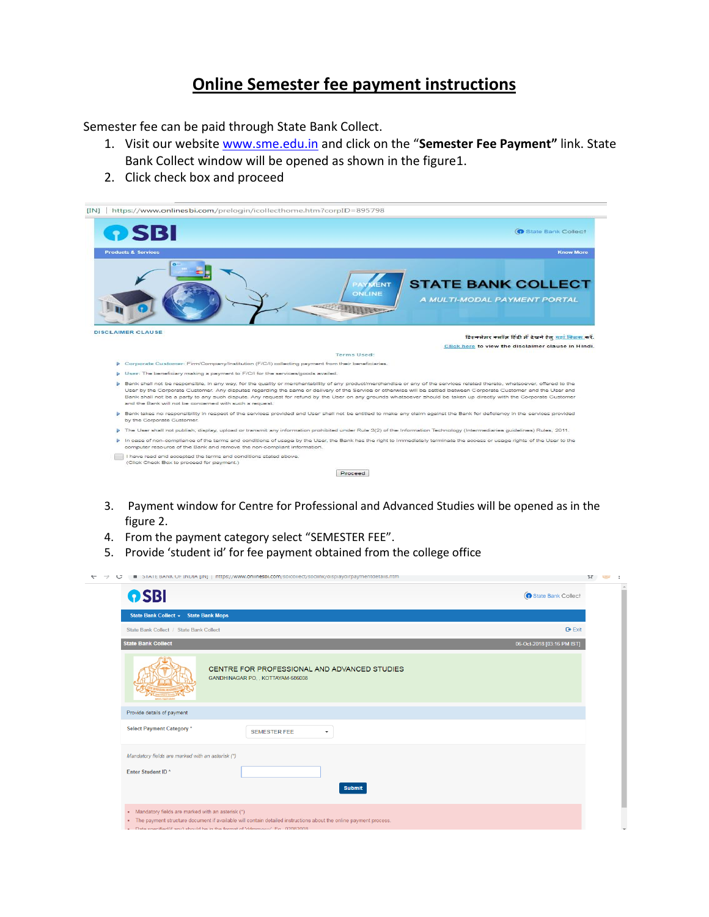# Online Semester fee payment instructions

Semester fee can be paid through State Bank Collect.

1. Visit our website www.sme.edu.in and click on the "**Semester Fee Payment"** link. State Bank Collect window will be opened as shown in the figure1.
2. Click check box and proceed

3. Payment window for Centre for Professional and Advanced Studies will be opened as in the figure 2.
4. From the payment category select "SEMESTER FEE".
5. Provide 'student id' for fee payment obtained from the college office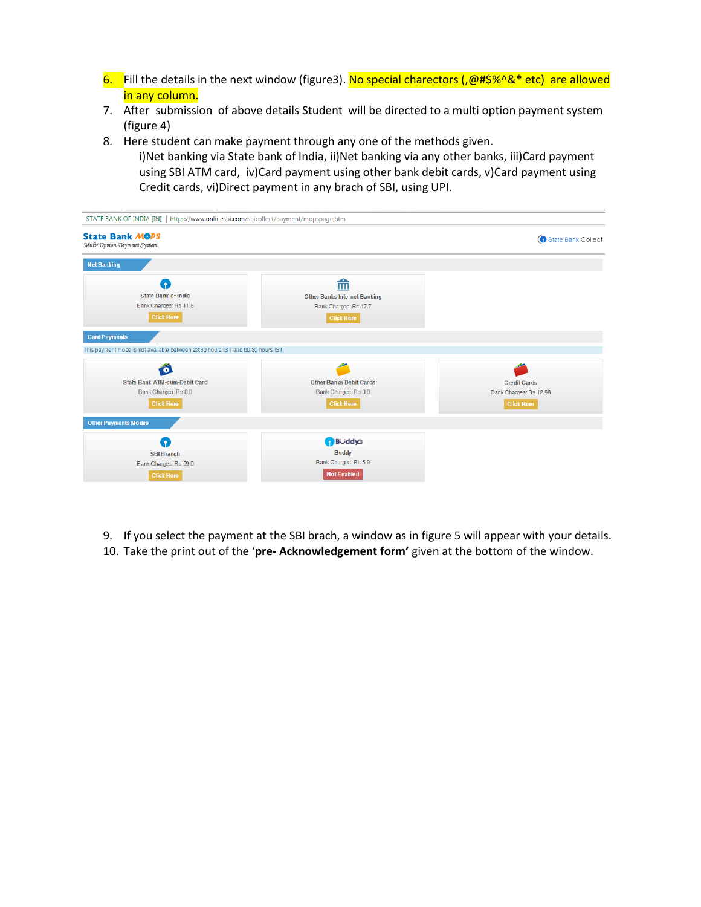6. Fill the details in the next window (figure3). No special charectors (,@#$%^&* etc) are allowed in any column.
7. After submission of above details Student will be directed to a multi option payment system (figure 4)
8. Here student can make payment through any one of the methods given.
   i)Net banking via State bank of India, ii)Net banking via any other banks, iii)Card payment using SBI ATM card, iv)Card payment using other bank debit cards, v)Card payment using Credit cards, vi)Direct payment in any brach of SBI, using UPI.

STATE BANK OF INDIA [IN] | https://www.onlinesbi.com/sbicollect/payment/mopspage.htm

**State Bank MOPS**
*Multi Option Payment System*

State Bank Collect

**Net Banking**

| State Bank of India | Other Banks Internet Banking |
|---|---|
| Bank Charges: Rs 11.8 | Bank Charges: Rs 17.7 |
| Click Here | Click Here |

**Card Payments**

This payment mode is not available between 23:30 hours IST and 00:30 hours IST

| State Bank ATM-cum-Debit Card | Other Banks Debit Cards | Credit Cards |
|---|---|---|
| Bank Charges: Rs 0.0 | Bank Charges: Rs 0.0 | Bank Charges: Rs 12.98 |
| Click Here | Click Here | Click Here |

**Other Payments Modes**

| SBI Branch | Buddy |
|---|---|
| Bank Charges: Rs 59.0 | Bank Charges: Rs 5.9 |
| Click Here | Not Enabled |

9. If you select the payment at the SBI brach, a window as in figure 5 will appear with your details.
10. Take the print out of the '**pre- Acknowledgement form'** given at the bottom of the window.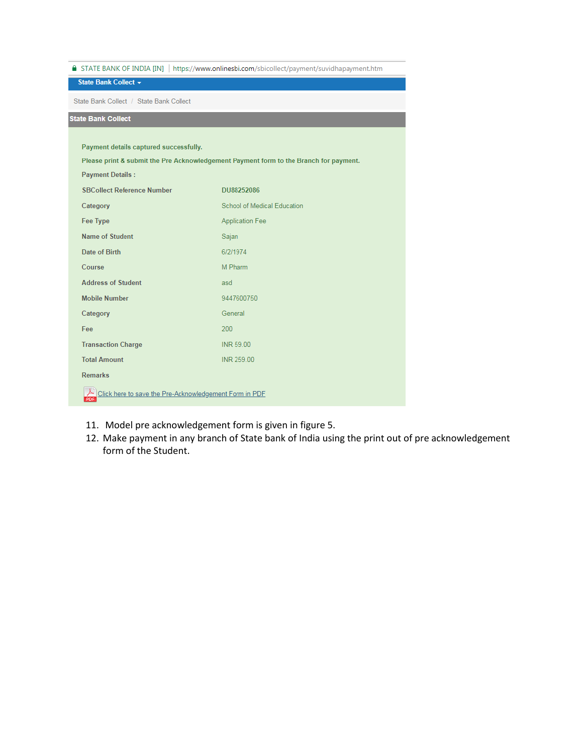STATE BANK OF INDIA [IN] | https://www.onlinesbi.com/sbicollect/payment/suvidhapayment.htm

**State Bank Collect**

State Bank Collect / State Bank Collect

**State Bank Collect**

**Payment details captured successfully.**

**Please print & submit the Pre Acknowledgement Payment form to the Branch for payment.**

**Payment Details :**

| | |
|---|---|
| **SBCollect Reference Number** | **DU88252086** |
| **Category** | School of Medical Education |
| **Fee Type** | Application Fee |
| **Name of Student** | Sajan |
| **Date of Birth** | 6/2/1974 |
| **Course** | M Pharm |
| **Address of Student** | asd |
| **Mobile Number** | 9447600750 |
| **Category** | General |
| **Fee** | 200 |
| **Transaction Charge** | INR 59.00 |
| **Total Amount** | INR 259.00 |
| **Remarks** | |

Click here to save the Pre-Acknowledgement Form in PDF

11. Model pre acknowledgement form is given in figure 5.
12. Make payment in any branch of State bank of India using the print out of pre acknowledgement form of the Student.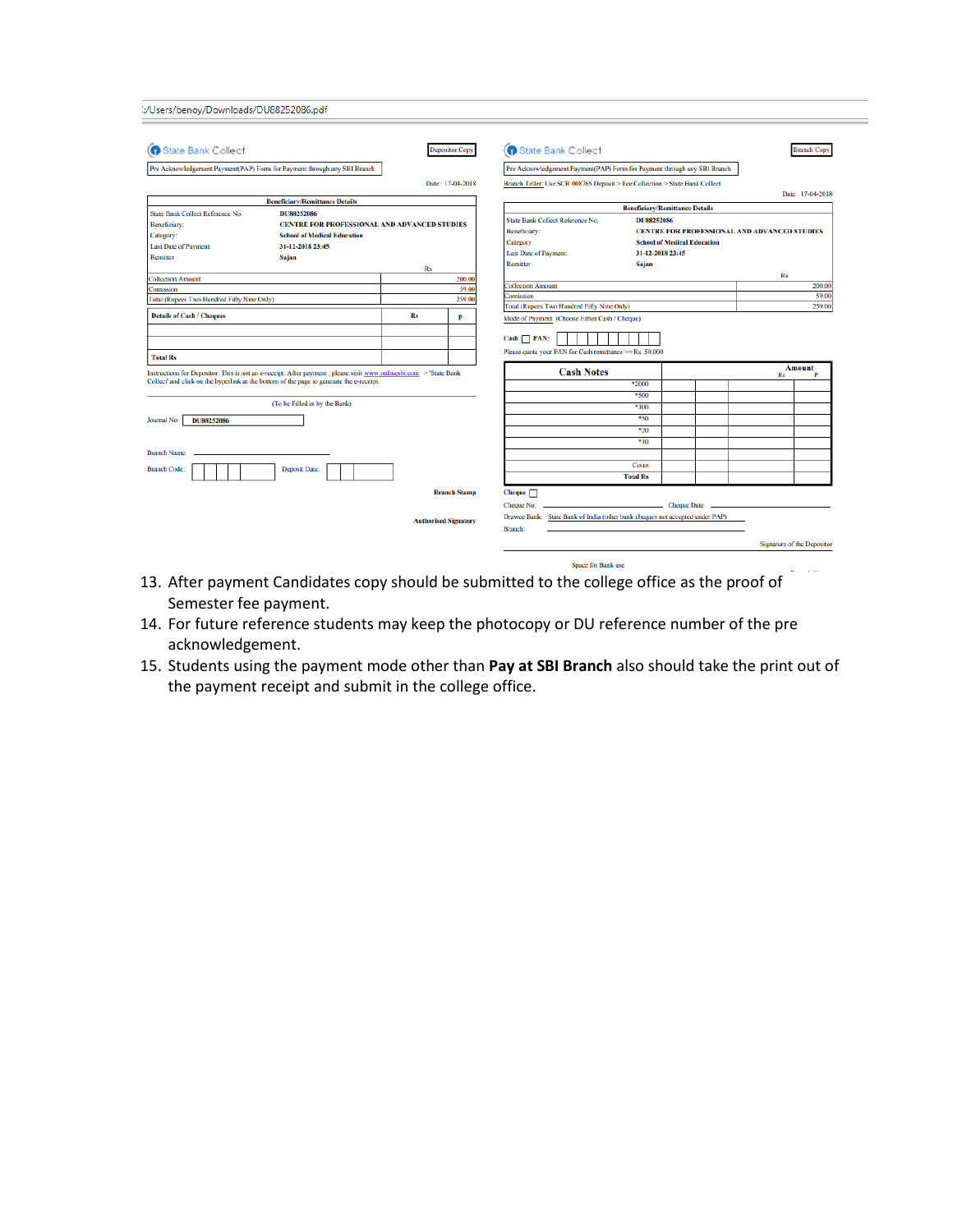:/Users/benoy/Downloads/DU88252086.pdf

State Bank Collect

Depositor Copy

Pre Acknowledgement Payment(PAP) Form for Payment through any SBI Branch

Date: 17-04-2018

| Beneficiary/Remittance Details | |
|---|---|
| State Bank Collect Reference No. | DU88252086 |
| Beneficiary: | CENTRE FOR PROFESSIONAL AND ADVANCED STUDIES |
| Category: | School of Medical Education |
| Last Date of Payment | 31-12-2018 23:45 |
| Remitter | Sajan |

| | Rs |
|---|---|
| Collection Amount | 200.00 |
| Comission | 59.00 |
| Total (Rupees Two Hundred Fifty Nine Only) | 259.00 |

| Details of Cash / Cheques | Rs | P |
|---|---|---|
| | | |
| | | |
| Total Rs | | |

Instructions for Depositor: This is not an e-receipt. After payment , please visit www.onlinesbi.com > 'State Bank Collect' and click on the hyperlink at the bottom of the page to generate the e-receipt.

(To be Filled in by the Bank)

Journal No: DU88252086

Branch Name:

Branch Code: Deposit Date:

Branch Stamp

Authorised Signatory

State Bank Collect

Branch Copy

Pre Acknowledgement Payment(PAP) Form for Payment through any SBI Branch

Branch Teller: Use SCR 008765 Deposit > Fee Collection > State Bank Collect

Date: 17-04-2018

| Beneficiary/Remittance Details | |
|---|---|
| State Bank Collect Reference No. | DU88252086 |
| Beneficiary: | CENTRE FOR PROFESSIONAL AND ADVANCED STUDIES |
| Category: | School of Medical Education |
| Last Date of Payment: | 31-12-2018 23:45 |
| Remitter | Sajan |

| | Rs |
|---|---|
| Collection Amount | 200.00 |
| Comission | 59.00 |
| Total (Rupees Two Hundred Fifty Nine Only) | 259.00 |

Mode of Payment (Choose Either Cash / Cheque)

Cash ☐ PAN:

Please quote your PAN for Cash remittance >= Rs. 50,000

| Cash Notes | | Amount Rs | | P |
|---|---|---|---|---|
| *2000 | | | | |
| *500 | | | | |
| *100 | | | | |
| *50 | | | | |
| *20 | | | | |
| *10 | | | | |
| | | | | |
| Coins | | | | |
| Total Rs | | | | |

Cheque ☐

Cheque No: Cheque Date:

Drawee Bank: State Bank of India (other bank cheques not accepted under PAP)

Branch:

Signature of the Depositor

Space for Bank use

13. After payment Candidates copy should be submitted to the college office as the proof of Semester fee payment.
14. For future reference students may keep the photocopy or DU reference number of the pre acknowledgement.
15. Students using the payment mode other than **Pay at SBI Branch** also should take the print out of the payment receipt and submit in the college office.